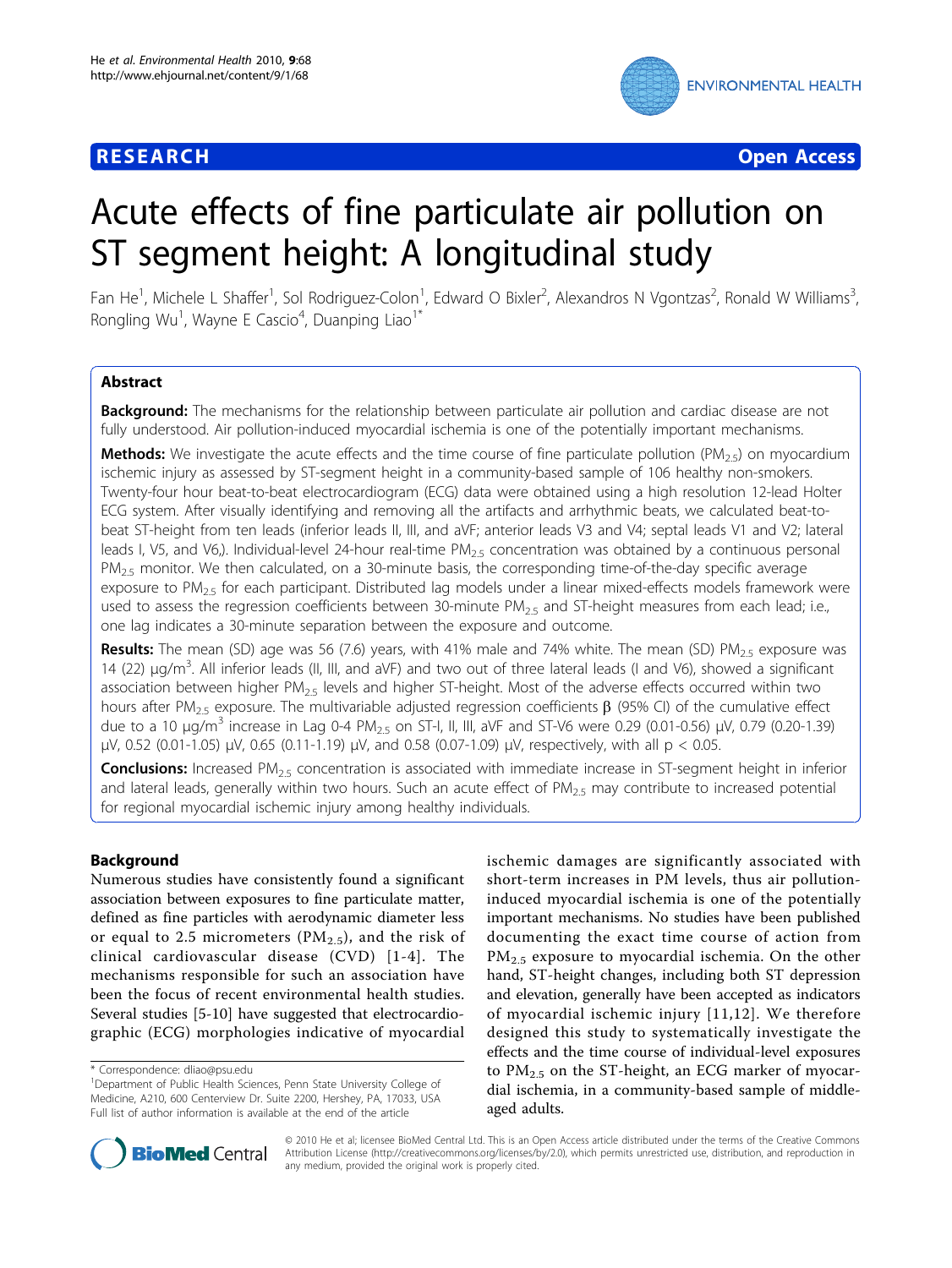**RESEARCH** **Open Access**

# Acute effects of fine particulate air pollution on ST segment height: A longitudinal study

Fan He[1], Michele L Shaffer[1], Sol Rodriguez-Colon[1], Edward O Bixler[2], Alexandros N Vgontzas[2], Ronald W Williams[3], Rongling Wu[1], Wayne E Cascio[4], Duanping Liao[1*]

## Abstract

**Background:** The mechanisms for the relationship between particulate air pollution and cardiac disease are not fully understood. Air pollution-induced myocardial ischemia is one of the potentially important mechanisms.

**Methods:** We investigate the acute effects and the time course of fine particulate pollution ($PM_{2.5}$) on myocardium ischemic injury as assessed by ST-segment height in a community-based sample of 106 healthy non-smokers. Twenty-four hour beat-to-beat electrocardiogram (ECG) data were obtained using a high resolution 12-lead Holter ECG system. After visually identifying and removing all the artifacts and arrhythmic beats, we calculated beat-to-beat ST-height from ten leads (inferior leads II, III, and aVF; anterior leads V3 and V4; septal leads V1 and V2; lateral leads I, V5, and V6,). Individual-level 24-hour real-time $PM_{2.5}$ concentration was obtained by a continuous personal $PM_{2.5}$ monitor. We then calculated, on a 30-minute basis, the corresponding time-of-the-day specific average exposure to $PM_{2.5}$ for each participant. Distributed lag models under a linear mixed-effects models framework were used to assess the regression coefficients between 30-minute $PM_{2.5}$ and ST-height measures from each lead; i.e., one lag indicates a 30-minute separation between the exposure and outcome.

**Results:** The mean (SD) age was 56 (7.6) years, with 41% male and 74% white. The mean (SD) $PM_{2.5}$ exposure was 14 (22) $\mu g/m^3$. All inferior leads (II, III, and aVF) and two out of three lateral leads (I and V6), showed a significant association between higher $PM_{2.5}$ levels and higher ST-height. Most of the adverse effects occurred within two hours after $PM_{2.5}$ exposure. The multivariable adjusted regression coefficients $\beta$ (95% CI) of the cumulative effect due to a 10 $\mu g/m^3$ increase in Lag 0-4 $PM_{2.5}$ on ST-I, II, III, aVF and ST-V6 were 0.29 (0.01-0.56) $\mu V$, 0.79 (0.20-1.39) $\mu V$, 0.52 (0.01-1.05) $\mu V$, 0.65 (0.11-1.19) $\mu V$, and 0.58 (0.07-1.09) $\mu V$, respectively, with all $p < 0.05$.

**Conclusions:** Increased $PM_{2.5}$ concentration is associated with immediate increase in ST-segment height in inferior and lateral leads, generally within two hours. Such an acute effect of $PM_{2.5}$ may contribute to increased potential for regional myocardial ischemic injury among healthy individuals.

## Background

Numerous studies have consistently found a significant association between exposures to fine particulate matter, defined as fine particles with aerodynamic diameter less or equal to 2.5 micrometers ($PM_{2.5}$), and the risk of clinical cardiovascular disease (CVD) [1-4]. The mechanisms responsible for such an association have been the focus of recent environmental health studies. Several studies [5-10] have suggested that electrocardiographic (ECG) morphologies indicative of myocardial ischemic damages are significantly associated with short-term increases in PM levels, thus air pollution-induced myocardial ischemia is one of the potentially important mechanisms. No studies have been published documenting the exact time course of action from $PM_{2.5}$ exposure to myocardial ischemia. On the other hand, ST-height changes, including both ST depression and elevation, generally have been accepted as indicators of myocardial ischemic injury [11,12]. We therefore designed this study to systematically investigate the effects and the time course of individual-level exposures to $PM_{2.5}$ on the ST-height, an ECG marker of myocardial ischemia, in a community-based sample of middle-aged adults.

* Correspondence: dliao@psu.edu
[1]Department of Public Health Sciences, Penn State University College of Medicine, A210, 600 Centerview Dr. Suite 2200, Hershey, PA, 17033, USA
Full list of author information is available at the end of the article

© 2010 He et al; licensee BioMed Central Ltd. This is an Open Access article distributed under the terms of the Creative Commons Attribution License (http://creativecommons.org/licenses/by/2.0), which permits unrestricted use, distribution, and reproduction in any medium, provided the original work is properly cited.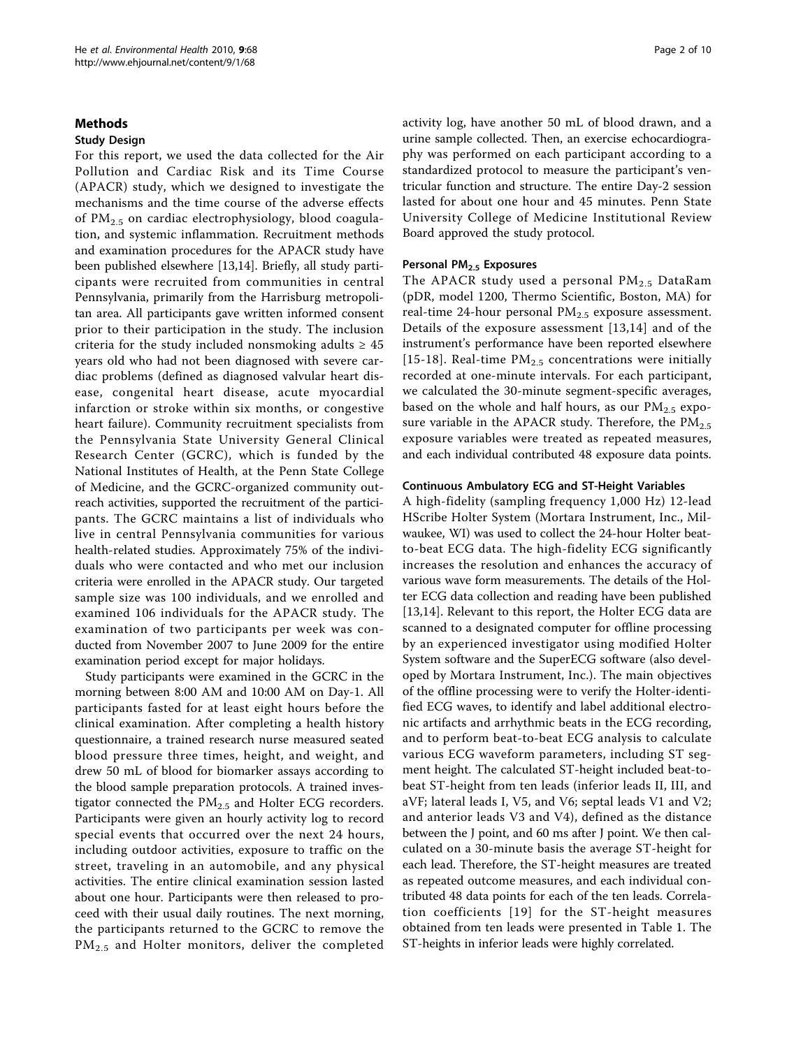## Methods

### Study Design

For this report, we used the data collected for the Air Pollution and Cardiac Risk and its Time Course (APACR) study, which we designed to investigate the mechanisms and the time course of the adverse effects of $PM_{2.5}$ on cardiac electrophysiology, blood coagulation, and systemic inflammation. Recruitment methods and examination procedures for the APACR study have been published elsewhere [13,14]. Briefly, all study participants were recruited from communities in central Pennsylvania, primarily from the Harrisburg metropolitan area. All participants gave written informed consent prior to their participation in the study. The inclusion criteria for the study included nonsmoking adults ≥ 45 years old who had not been diagnosed with severe cardiac problems (defined as diagnosed valvular heart disease, congenital heart disease, acute myocardial infarction or stroke within six months, or congestive heart failure). Community recruitment specialists from the Pennsylvania State University General Clinical Research Center (GCRC), which is funded by the National Institutes of Health, at the Penn State College of Medicine, and the GCRC-organized community outreach activities, supported the recruitment of the participants. The GCRC maintains a list of individuals who live in central Pennsylvania communities for various health-related studies. Approximately 75% of the individuals who were contacted and who met our inclusion criteria were enrolled in the APACR study. Our targeted sample size was 100 individuals, and we enrolled and examined 106 individuals for the APACR study. The examination of two participants per week was conducted from November 2007 to June 2009 for the entire examination period except for major holidays.

Study participants were examined in the GCRC in the morning between 8:00 AM and 10:00 AM on Day-1. All participants fasted for at least eight hours before the clinical examination. After completing a health history questionnaire, a trained research nurse measured seated blood pressure three times, height, and weight, and drew 50 mL of blood for biomarker assays according to the blood sample preparation protocols. A trained investigator connected the $PM_{2.5}$ and Holter ECG recorders. Participants were given an hourly activity log to record special events that occurred over the next 24 hours, including outdoor activities, exposure to traffic on the street, traveling in an automobile, and any physical activities. The entire clinical examination session lasted about one hour. Participants were then released to proceed with their usual daily routines. The next morning, the participants returned to the GCRC to remove the $PM_{2.5}$ and Holter monitors, deliver the completed activity log, have another 50 mL of blood drawn, and a urine sample collected. Then, an exercise echocardiography was performed on each participant according to a standardized protocol to measure the participant's ventricular function and structure. The entire Day-2 session lasted for about one hour and 45 minutes. Penn State University College of Medicine Institutional Review Board approved the study protocol.

### Personal $PM_{2.5}$ Exposures

The APACR study used a personal $PM_{2.5}$ DataRam (pDR, model 1200, Thermo Scientific, Boston, MA) for real-time 24-hour personal $PM_{2.5}$ exposure assessment. Details of the exposure assessment [13,14] and of the instrument's performance have been reported elsewhere [15-18]. Real-time $PM_{2.5}$ concentrations were initially recorded at one-minute intervals. For each participant, we calculated the 30-minute segment-specific averages, based on the whole and half hours, as our $PM_{2.5}$ exposure variable in the APACR study. Therefore, the $PM_{2.5}$ exposure variables were treated as repeated measures, and each individual contributed 48 exposure data points.

### Continuous Ambulatory ECG and ST-Height Variables

A high-fidelity (sampling frequency 1,000 Hz) 12-lead HScribe Holter System (Mortara Instrument, Inc., Milwaukee, WI) was used to collect the 24-hour Holter beat-to-beat ECG data. The high-fidelity ECG significantly increases the resolution and enhances the accuracy of various wave form measurements. The details of the Holter ECG data collection and reading have been published [13,14]. Relevant to this report, the Holter ECG data are scanned to a designated computer for offline processing by an experienced investigator using modified Holter System software and the SuperECG software (also developed by Mortara Instrument, Inc.). The main objectives of the offline processing were to verify the Holter-identified ECG waves, to identify and label additional electronic artifacts and arrhythmic beats in the ECG recording, and to perform beat-to-beat ECG analysis to calculate various ECG waveform parameters, including ST segment height. The calculated ST-height included beat-to-beat ST-height from ten leads (inferior leads II, III, and aVF; lateral leads I, V5, and V6; septal leads V1 and V2; and anterior leads V3 and V4), defined as the distance between the J point, and 60 ms after J point. We then calculated on a 30-minute basis the average ST-height for each lead. Therefore, the ST-height measures are treated as repeated outcome measures, and each individual contributed 48 data points for each of the ten leads. Correlation coefficients [19] for the ST-height measures obtained from ten leads were presented in Table 1. The ST-heights in inferior leads were highly correlated.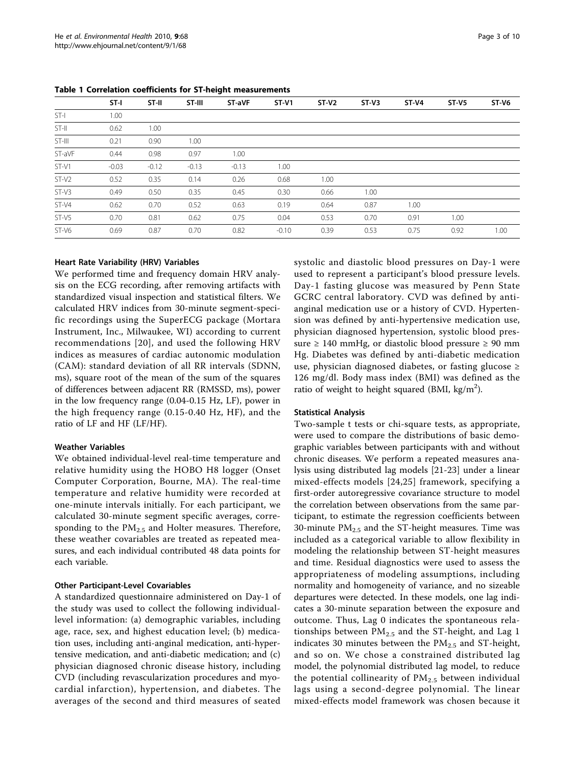**Table 1 Correlation coefficients for ST-height measurements**

| | ST-I | ST-II | ST-III | ST-aVF | ST-V1 | ST-V2 | ST-V3 | ST-V4 | ST-V5 | ST-V6 |
|---|---|---|---|---|---|---|---|---|---|---|
| ST-I | 1.00 | | | | | | | | | |
| ST-II | 0.62 | 1.00 | | | | | | | | |
| ST-III | 0.21 | 0.90 | 1.00 | | | | | | | |
| ST-aVF | 0.44 | 0.98 | 0.97 | 1.00 | | | | | | |
| ST-V1 | -0.03 | -0.12 | -0.13 | -0.13 | 1.00 | | | | | |
| ST-V2 | 0.52 | 0.35 | 0.14 | 0.26 | 0.68 | 1.00 | | | | |
| ST-V3 | 0.49 | 0.50 | 0.35 | 0.45 | 0.30 | 0.66 | 1.00 | | | |
| ST-V4 | 0.62 | 0.70 | 0.52 | 0.63 | 0.19 | 0.64 | 0.87 | 1.00 | | |
| ST-V5 | 0.70 | 0.81 | 0.62 | 0.75 | 0.04 | 0.53 | 0.70 | 0.91 | 1.00 | |
| ST-V6 | 0.69 | 0.87 | 0.70 | 0.82 | -0.10 | 0.39 | 0.53 | 0.75 | 0.92 | 1.00 |

#### Heart Rate Variability (HRV) Variables

We performed time and frequency domain HRV analysis on the ECG recording, after removing artifacts with standardized visual inspection and statistical filters. We calculated HRV indices from 30-minute segment-specific recordings using the SuperECG package (Mortara Instrument, Inc., Milwaukee, WI) according to current recommendations [20], and used the following HRV indices as measures of cardiac autonomic modulation (CAM): standard deviation of all RR intervals (SDNN, ms), square root of the mean of the sum of the squares of differences between adjacent RR (RMSSD, ms), power in the low frequency range (0.04-0.15 Hz, LF), power in the high frequency range (0.15-0.40 Hz, HF), and the ratio of LF and HF (LF/HF).

#### Weather Variables

We obtained individual-level real-time temperature and relative humidity using the HOBO H8 logger (Onset Computer Corporation, Bourne, MA). The real-time temperature and relative humidity were recorded at one-minute intervals initially. For each participant, we calculated 30-minute segment specific averages, corresponding to the $PM_{2.5}$ and Holter measures. Therefore, these weather covariables are treated as repeated measures, and each individual contributed 48 data points for each variable.

#### Other Participant-Level Covariables

A standardized questionnaire administered on Day-1 of the study was used to collect the following individual-level information: (a) demographic variables, including age, race, sex, and highest education level; (b) medication uses, including anti-anginal medication, anti-hypertensive medication, and anti-diabetic medication; and (c) physician diagnosed chronic disease history, including CVD (including revascularization procedures and myocardial infarction), hypertension, and diabetes. The averages of the second and third measures of seated systolic and diastolic blood pressures on Day-1 were used to represent a participant's blood pressure levels. Day-1 fasting glucose was measured by Penn State GCRC central laboratory. CVD was defined by anti-anginal medication use or a history of CVD. Hypertension was defined by anti-hypertensive medication use, physician diagnosed hypertension, systolic blood pressure ≥ 140 mmHg, or diastolic blood pressure ≥ 90 mm Hg. Diabetes was defined by anti-diabetic medication use, physician diagnosed diabetes, or fasting glucose ≥ 126 mg/dl. Body mass index (BMI) was defined as the ratio of weight to height squared (BMI, $kg/m^2$).

#### Statistical Analysis

Two-sample t tests or chi-square tests, as appropriate, were used to compare the distributions of basic demographic variables between participants with and without chronic diseases. We perform a repeated measures analysis using distributed lag models [21-23] under a linear mixed-effects models [24,25] framework, specifying a first-order autoregressive covariance structure to model the correlation between observations from the same participant, to estimate the regression coefficients between 30-minute $PM_{2.5}$ and the ST-height measures. Time was included as a categorical variable to allow flexibility in modeling the relationship between ST-height measures and time. Residual diagnostics were used to assess the appropriateness of modeling assumptions, including normality and homogeneity of variance, and no sizeable departures were detected. In these models, one lag indicates a 30-minute separation between the exposure and outcome. Thus, Lag 0 indicates the spontaneous relationships between $PM_{2.5}$ and the ST-height, and Lag 1 indicates 30 minutes between the $PM_{2.5}$ and ST-height, and so on. We chose a constrained distributed lag model, the polynomial distributed lag model, to reduce the potential collinearity of $PM_{2.5}$ between individual lags using a second-degree polynomial. The linear mixed-effects model framework was chosen because it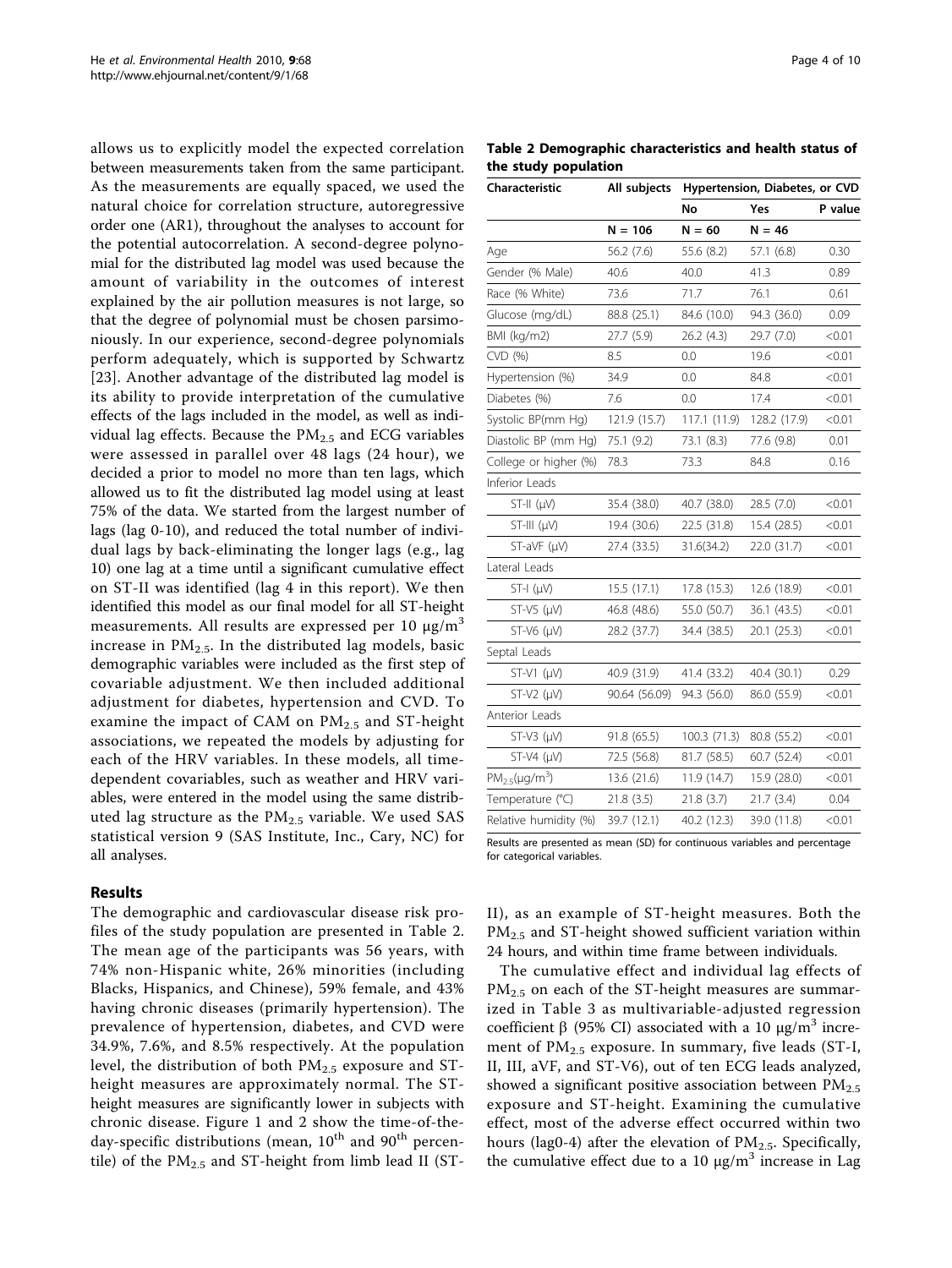allows us to explicitly model the expected correlation between measurements taken from the same participant. As the measurements are equally spaced, we used the natural choice for correlation structure, autoregressive order one (AR1), throughout the analyses to account for the potential autocorrelation. A second-degree polynomial for the distributed lag model was used because the amount of variability in the outcomes of interest explained by the air pollution measures is not large, so that the degree of polynomial must be chosen parsimoniously. In our experience, second-degree polynomials perform adequately, which is supported by Schwartz [23]. Another advantage of the distributed lag model is its ability to provide interpretation of the cumulative effects of the lags included in the model, as well as individual lag effects. Because the $PM_{2.5}$ and ECG variables were assessed in parallel over 48 lags (24 hour), we decided a prior to model no more than ten lags, which allowed us to fit the distributed lag model using at least 75% of the data. We started from the largest number of lags (lag 0-10), and reduced the total number of individual lags by back-eliminating the longer lags (e.g., lag 10) one lag at a time until a significant cumulative effect on ST-II was identified (lag 4 in this report). We then identified this model as our final model for all ST-height measurements. All results are expressed per 10 μg/m$^3$ increase in $PM_{2.5}$. In the distributed lag models, basic demographic variables were included as the first step of covariable adjustment. We then included additional adjustment for diabetes, hypertension and CVD. To examine the impact of CAM on $PM_{2.5}$ and ST-height associations, we repeated the models by adjusting for each of the HRV variables. In these models, all time-dependent covariables, such as weather and HRV variables, were entered in the model using the same distributed lag structure as the $PM_{2.5}$ variable. We used SAS statistical version 9 (SAS Institute, Inc., Cary, NC) for all analyses.

## Results

The demographic and cardiovascular disease risk profiles of the study population are presented in Table 2. The mean age of the participants was 56 years, with 74% non-Hispanic white, 26% minorities (including Blacks, Hispanics, and Chinese), 59% female, and 43% having chronic diseases (primarily hypertension). The prevalence of hypertension, diabetes, and CVD were 34.9%, 7.6%, and 8.5% respectively. At the population level, the distribution of both $PM_{2.5}$ exposure and ST-height measures are approximately normal. The ST-height measures are significantly lower in subjects with chronic disease. Figure 1 and 2 show the time-of-the-day-specific distributions (mean, 10$^{th}$ and 90$^{th}$ percentile) of the $PM_{2.5}$ and ST-height from limb lead II (ST-II), as an example of ST-height measures. Both the $PM_{2.5}$ and ST-height showed sufficient variation within 24 hours, and within time frame between individuals.

**Table 2 Demographic characteristics and health status of the study population**

| Characteristic | All subjects | Hypertension, Diabetes, or CVD | | |
|---|---|---|---|---|
| | | No | Yes | P value |
| | N = 106 | N = 60 | N = 46 | |
| Age | 56.2 (7.6) | 55.6 (8.2) | 57.1 (6.8) | 0.30 |
| Gender (% Male) | 40.6 | 40.0 | 41.3 | 0.89 |
| Race (% White) | 73.6 | 71.7 | 76.1 | 0.61 |
| Glucose (mg/dL) | 88.8 (25.1) | 84.6 (10.0) | 94.3 (36.0) | 0.09 |
| BMI (kg/m2) | 27.7 (5.9) | 26.2 (4.3) | 29.7 (7.0) | <0.01 |
| CVD (%) | 8.5 | 0.0 | 19.6 | <0.01 |
| Hypertension (%) | 34.9 | 0.0 | 84.8 | <0.01 |
| Diabetes (%) | 7.6 | 0.0 | 17.4 | <0.01 |
| Systolic BP(mm Hg) | 121.9 (15.7) | 117.1 (11.9) | 128.2 (17.9) | <0.01 |
| Diastolic BP (mm Hg) | 75.1 (9.2) | 73.1 (8.3) | 77.6 (9.8) | 0.01 |
| College or higher (%) | 78.3 | 73.3 | 84.8 | 0.16 |
| Inferior Leads | | | | |
| ST-II (μV) | 35.4 (38.0) | 40.7 (38.0) | 28.5 (7.0) | <0.01 |
| ST-III (μV) | 19.4 (30.6) | 22.5 (31.8) | 15.4 (28.5) | <0.01 |
| ST-aVF (μV) | 27.4 (33.5) | 31.6(34.2) | 22.0 (31.7) | <0.01 |
| Lateral Leads | | | | |
| ST-I (μV) | 15.5 (17.1) | 17.8 (15.3) | 12.6 (18.9) | <0.01 |
| ST-V5 (μV) | 46.8 (48.6) | 55.0 (50.7) | 36.1 (43.5) | <0.01 |
| ST-V6 (μV) | 28.2 (37.7) | 34.4 (38.5) | 20.1 (25.3) | <0.01 |
| Septal Leads | | | | |
| ST-V1 (μV) | 40.9 (31.9) | 41.4 (33.2) | 40.4 (30.1) | 0.29 |
| ST-V2 (μV) | 90.64 (56.09) | 94.3 (56.0) | 86.0 (55.9) | <0.01 |
| Anterior Leads | | | | |
| ST-V3 (μV) | 91.8 (65.5) | 100.3 (71.3) | 80.8 (55.2) | <0.01 |
| ST-V4 (μV) | 72.5 (56.8) | 81.7 (58.5) | 60.7 (52.4) | <0.01 |
| $PM_{2.5}$(μg/m$^3$) | 13.6 (21.6) | 11.9 (14.7) | 15.9 (28.0) | <0.01 |
| Temperature (°C) | 21.8 (3.5) | 21.8 (3.7) | 21.7 (3.4) | 0.04 |
| Relative humidity (%) | 39.7 (12.1) | 40.2 (12.3) | 39.0 (11.8) | <0.01 |

Results are presented as mean (SD) for continuous variables and percentage for categorical variables.

The cumulative effect and individual lag effects of $PM_{2.5}$ on each of the ST-height measures are summarized in Table 3 as multivariable-adjusted regression coefficient β (95% CI) associated with a 10 μg/m$^3$ increment of $PM_{2.5}$ exposure. In summary, five leads (ST-I, II, III, aVF, and ST-V6), out of ten ECG leads analyzed, showed a significant positive association between $PM_{2.5}$ exposure and ST-height. Examining the cumulative effect, most of the adverse effect occurred within two hours (lag0-4) after the elevation of $PM_{2.5}$. Specifically, the cumulative effect due to a 10 μg/m$^3$ increase in Lag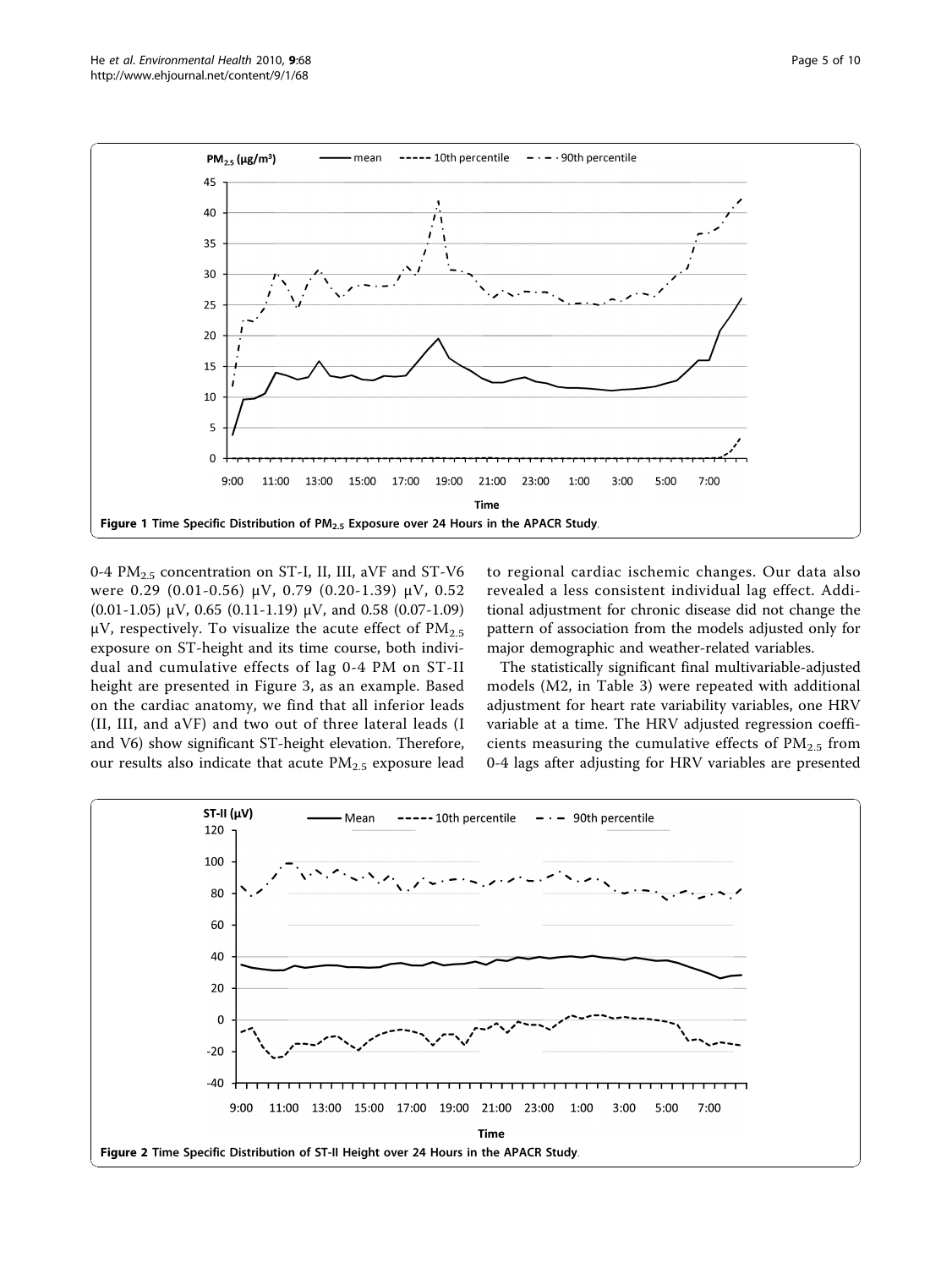Figure 1 Time Specific Distribution of $PM_{2.5}$ Exposure over 24 Hours in the APACR Study.

0-4 $PM_{2.5}$ concentration on ST-I, II, III, aVF and ST-V6 were 0.29 (0.01-0.56) μV, 0.79 (0.20-1.39) μV, 0.52 (0.01-1.05) μV, 0.65 (0.11-1.19) μV, and 0.58 (0.07-1.09) μV, respectively. To visualize the acute effect of $PM_{2.5}$ exposure on ST-height and its time course, both individual and cumulative effects of lag 0-4 PM on ST-II height are presented in Figure 3, as an example. Based on the cardiac anatomy, we find that all inferior leads (II, III, and aVF) and two out of three lateral leads (I and V6) show significant ST-height elevation. Therefore, our results also indicate that acute $PM_{2.5}$ exposure lead to regional cardiac ischemic changes. Our data also revealed a less consistent individual lag effect. Additional adjustment for chronic disease did not change the pattern of association from the models adjusted only for major demographic and weather-related variables.

The statistically significant final multivariable-adjusted models (M2, in Table 3) were repeated with additional adjustment for heart rate variability variables, one HRV variable at a time. The HRV adjusted regression coefficients measuring the cumulative effects of $PM_{2.5}$ from 0-4 lags after adjusting for HRV variables are presented

Figure 2 Time Specific Distribution of ST-II Height over 24 Hours in the APACR Study.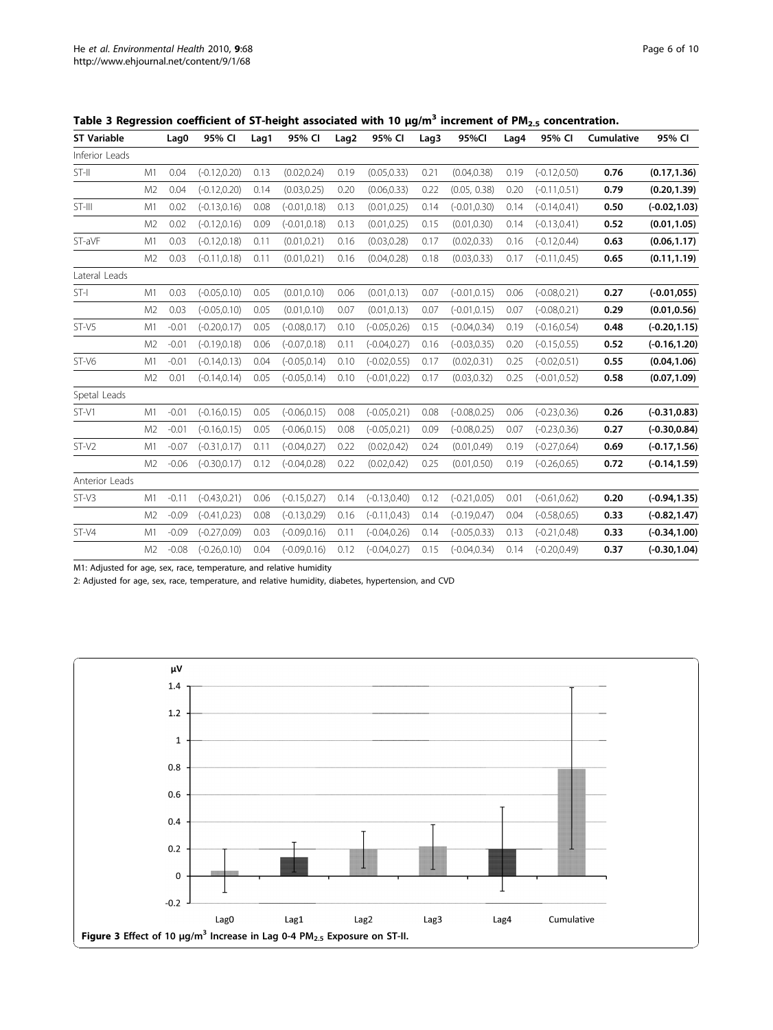**Table 3 Regression coefficient of ST-height associated with 10 μg/m$^3$ increment of $PM_{2.5}$ concentration.**

| ST Variable | | Lag0 | 95% CI | Lag1 | 95% CI | Lag2 | 95% CI | Lag3 | 95%CI | Lag4 | 95% CI | Cumulative | 95% CI |
|---|---|---|---|---|---|---|---|---|---|---|---|---|---|
| Inferior Leads | | | | | | | | | | | | | |
| ST-II | M1 | 0.04 | (-0.12,0.20) | 0.13 | (0.02,0.24) | 0.19 | (0.05,0.33) | 0.21 | (0.04,0.38) | 0.19 | (-0.12,0.50) | **0.76** | **(0.17,1.36)** |
| | M2 | 0.04 | (-0.12,0.20) | 0.14 | (0.03,0.25) | 0.20 | (0.06,0.33) | 0.22 | (0.05, 0.38) | 0.20 | (-0.11,0.51) | **0.79** | **(0.20,1.39)** |
| ST-III | M1 | 0.02 | (-0.13,0.16) | 0.08 | (-0.01,0.18) | 0.13 | (0.01,0.25) | 0.14 | (-0.01,0.30) | 0.14 | (-0.14,0.41) | **0.50** | **(-0.02,1.03)** |
| | M2 | 0.02 | (-0.12,0.16) | 0.09 | (-0.01,0.18) | 0.13 | (0.01,0.25) | 0.15 | (0.01,0.30) | 0.14 | (-0.13,0.41) | **0.52** | **(0.01,1.05)** |
| ST-aVF | M1 | 0.03 | (-0.12,0.18) | 0.11 | (0.01,0.21) | 0.16 | (0.03,0.28) | 0.17 | (0.02,0.33) | 0.16 | (-0.12,0.44) | **0.63** | **(0.06,1.17)** |
| | M2 | 0.03 | (-0.11,0.18) | 0.11 | (0.01,0.21) | 0.16 | (0.04,0.28) | 0.18 | (0.03,0.33) | 0.17 | (-0.11,0.45) | **0.65** | **(0.11,1.19)** |
| Lateral Leads | | | | | | | | | | | | | |
| ST-I | M1 | 0.03 | (-0.05,0.10) | 0.05 | (0.01,0.10) | 0.06 | (0.01,0.13) | 0.07 | (-0.01,0.15) | 0.06 | (-0.08,0.21) | **0.27** | **(-0.01,055)** |
| | M2 | 0.03 | (-0.05,0.10) | 0.05 | (0.01,0.10) | 0.07 | (0.01,0.13) | 0.07 | (-0.01,0.15) | 0.07 | (-0.08,0.21) | **0.29** | **(0.01,0.56)** |
| ST-V5 | M1 | -0.01 | (-0.20,0.17) | 0.05 | (-0.08,0.17) | 0.10 | (-0.05,0.26) | 0.15 | (-0.04,0.34) | 0.19 | (-0.16,0.54) | **0.48** | **(-0.20,1.15)** |
| | M2 | -0.01 | (-0.19,0.18) | 0.06 | (-0.07,0.18) | 0.11 | (-0.04,0.27) | 0.16 | (-0.03,0.35) | 0.20 | (-0.15,0.55) | **0.52** | **(-0.16,1.20)** |
| ST-V6 | M1 | -0.01 | (-0.14,0.13) | 0.04 | (-0.05,0.14) | 0.10 | (-0.02,0.55) | 0.17 | (0.02,0.31) | 0.25 | (-0.02,0.51) | **0.55** | **(0.04,1.06)** |
| | M2 | 0.01 | (-0.14,0.14) | 0.05 | (-0.05,0.14) | 0.10 | (-0.01,0.22) | 0.17 | (0.03,0.32) | 0.25 | (-0.01,0.52) | **0.58** | **(0.07,1.09)** |
| Spetal Leads | | | | | | | | | | | | | |
| ST-V1 | M1 | -0.01 | (-0.16,0.15) | 0.05 | (-0.06,0.15) | 0.08 | (-0.05,0.21) | 0.08 | (-0.08,0.25) | 0.06 | (-0.23,0.36) | **0.26** | **(-0.31,0.83)** |
| | M2 | -0.01 | (-0.16,0.15) | 0.05 | (-0.06,0.15) | 0.08 | (-0.05,0.21) | 0.09 | (-0.08,0.25) | 0.07 | (-0.23,0.36) | **0.27** | **(-0.30,0.84)** |
| ST-V2 | M1 | -0.07 | (-0.31,0.17) | 0.11 | (-0.04,0.27) | 0.22 | (0.02,0.42) | 0.24 | (0.01,0.49) | 0.19 | (-0.27,0.64) | **0.69** | **(-0.17,1.56)** |
| | M2 | -0.06 | (-0.30,0.17) | 0.12 | (-0.04,0.28) | 0.22 | (0.02,0.42) | 0.25 | (0.01,0.50) | 0.19 | (-0.26,0.65) | **0.72** | **(-0.14,1.59)** |
| Anterior Leads | | | | | | | | | | | | | |
| ST-V3 | M1 | -0.11 | (-0.43,0.21) | 0.06 | (-0.15,0.27) | 0.14 | (-0.13,0.40) | 0.12 | (-0.21,0.05) | 0.01 | (-0.61,0.62) | **0.20** | **(-0.94,1.35)** |
| | M2 | -0.09 | (-0.41,0.23) | 0.08 | (-0.13,0.29) | 0.16 | (-0.11,0.43) | 0.14 | (-0.19,0.47) | 0.04 | (-0.58,0.65) | **0.33** | **(-0.82,1.47)** |
| ST-V4 | M1 | -0.09 | (-0.27,0.09) | 0.03 | (-0.09,0.16) | 0.11 | (-0.04,0.26) | 0.14 | (-0.05,0.33) | 0.13 | (-0.21,0.48) | **0.33** | **(-0.34,1.00)** |
| | M2 | -0.08 | (-0.26,0.10) | 0.04 | (-0.09,0.16) | 0.12 | (-0.04,0.27) | 0.15 | (-0.04,0.34) | 0.14 | (-0.20,0.49) | **0.37** | **(-0.30,1.04)** |

M1: Adjusted for age, sex, race, temperature, and relative humidity

2: Adjusted for age, sex, race, temperature, and relative humidity, diabetes, hypertension, and CVD

**Figure 3** Effect of 10 μg/m$^3$ Increase in Lag 0-4 $PM_{2.5}$ Exposure on ST-II.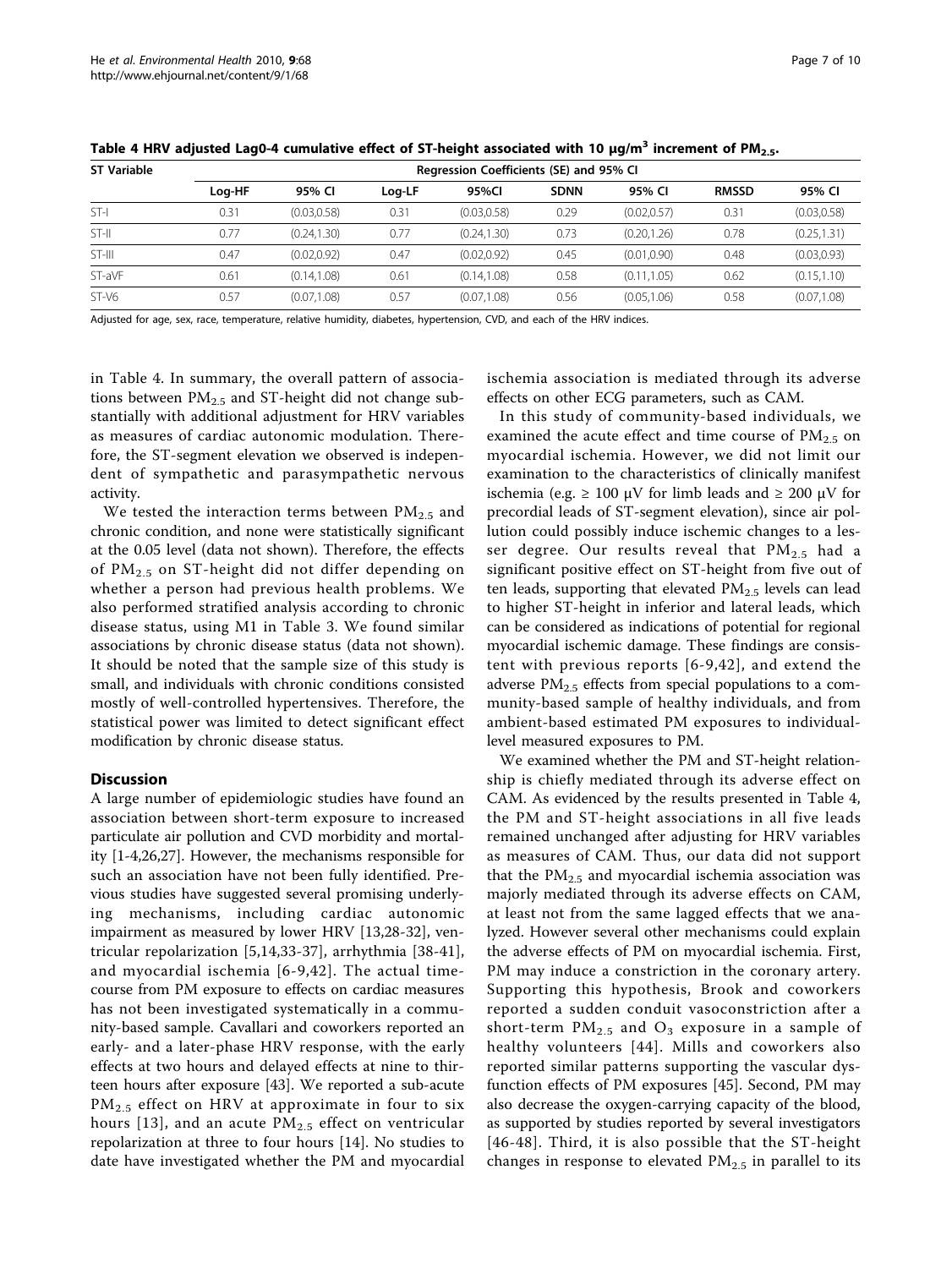**Table 4 HRV adjusted Lag0-4 cumulative effect of ST-height associated with 10 μg/m$^3$ increment of $PM_{2.5}$.**

| ST Variable | Regression Coefficients (SE) and 95% CI | | | | | | | |
|---|---|---|---|---|---|---|---|---|
| | Log-HF | 95% CI | Log-LF | 95%CI | SDNN | 95% CI | RMSSD | 95% CI |
| ST-I | 0.31 | (0.03,0.58) | 0.31 | (0.03,0.58) | 0.29 | (0.02,0.57) | 0.31 | (0.03,0.58) |
| ST-II | 0.77 | (0.24,1.30) | 0.77 | (0.24,1.30) | 0.73 | (0.20,1.26) | 0.78 | (0.25,1.31) |
| ST-III | 0.47 | (0.02,0.92) | 0.47 | (0.02,0.92) | 0.45 | (0.01,0.90) | 0.48 | (0.03,0.93) |
| ST-aVF | 0.61 | (0.14,1.08) | 0.61 | (0.14,1.08) | 0.58 | (0.11,1.05) | 0.62 | (0.15,1.10) |
| ST-V6 | 0.57 | (0.07,1.08) | 0.57 | (0.07,1.08) | 0.56 | (0.05,1.06) | 0.58 | (0.07,1.08) |

Adjusted for age, sex, race, temperature, relative humidity, diabetes, hypertension, CVD, and each of the HRV indices.

in Table 4. In summary, the overall pattern of associations between $PM_{2.5}$ and ST-height did not change substantially with additional adjustment for HRV variables as measures of cardiac autonomic modulation. Therefore, the ST-segment elevation we observed is independent of sympathetic and parasympathetic nervous activity.

We tested the interaction terms between $PM_{2.5}$ and chronic condition, and none were statistically significant at the 0.05 level (data not shown). Therefore, the effects of $PM_{2.5}$ on ST-height did not differ depending on whether a person had previous health problems. We also performed stratified analysis according to chronic disease status, using M1 in Table 3. We found similar associations by chronic disease status (data not shown). It should be noted that the sample size of this study is small, and individuals with chronic conditions consisted mostly of well-controlled hypertensives. Therefore, the statistical power was limited to detect significant effect modification by chronic disease status.

## Discussion

A large number of epidemiologic studies have found an association between short-term exposure to increased particulate air pollution and CVD morbidity and mortality [1-4,26,27]. However, the mechanisms responsible for such an association have not been fully identified. Previous studies have suggested several promising underlying mechanisms, including cardiac autonomic impairment as measured by lower HRV [13,28-32], ventricular repolarization [5,14,33-37], arrhythmia [38-41], and myocardial ischemia [6-9,42]. The actual time-course from PM exposure to effects on cardiac measures has not been investigated systematically in a community-based sample. Cavallari and coworkers reported an early- and a later-phase HRV response, with the early effects at two hours and delayed effects at nine to thirteen hours after exposure [43]. We reported a sub-acute $PM_{2.5}$ effect on HRV at approximate in four to six hours [13], and an acute $PM_{2.5}$ effect on ventricular repolarization at three to four hours [14]. No studies to date have investigated whether the PM and myocardial ischemia association is mediated through its adverse effects on other ECG parameters, such as CAM.

In this study of community-based individuals, we examined the acute effect and time course of $PM_{2.5}$ on myocardial ischemia. However, we did not limit our examination to the characteristics of clinically manifest ischemia (e.g. ≥ 100 μV for limb leads and ≥ 200 μV for precordial leads of ST-segment elevation), since air pollution could possibly induce ischemic changes to a lesser degree. Our results reveal that $PM_{2.5}$ had a significant positive effect on ST-height from five out of ten leads, supporting that elevated $PM_{2.5}$ levels can lead to higher ST-height in inferior and lateral leads, which can be considered as indications of potential for regional myocardial ischemic damage. These findings are consistent with previous reports [6-9,42], and extend the adverse $PM_{2.5}$ effects from special populations to a community-based sample of healthy individuals, and from ambient-based estimated PM exposures to individual-level measured exposures to PM.

We examined whether the PM and ST-height relationship is chiefly mediated through its adverse effect on CAM. As evidenced by the results presented in Table 4, the PM and ST-height associations in all five leads remained unchanged after adjusting for HRV variables as measures of CAM. Thus, our data did not support that the $PM_{2.5}$ and myocardial ischemia association was majorly mediated through its adverse effects on CAM, at least not from the same lagged effects that we analyzed. However several other mechanisms could explain the adverse effects of PM on myocardial ischemia. First, PM may induce a constriction in the coronary artery. Supporting this hypothesis, Brook and coworkers reported a sudden conduit vasoconstriction after a short-term $PM_{2.5}$ and $O_3$ exposure in a sample of healthy volunteers [44]. Mills and coworkers also reported similar patterns supporting the vascular dysfunction effects of PM exposures [45]. Second, PM may also decrease the oxygen-carrying capacity of the blood, as supported by studies reported by several investigators [46-48]. Third, it is also possible that the ST-height changes in response to elevated $PM_{2.5}$ in parallel to its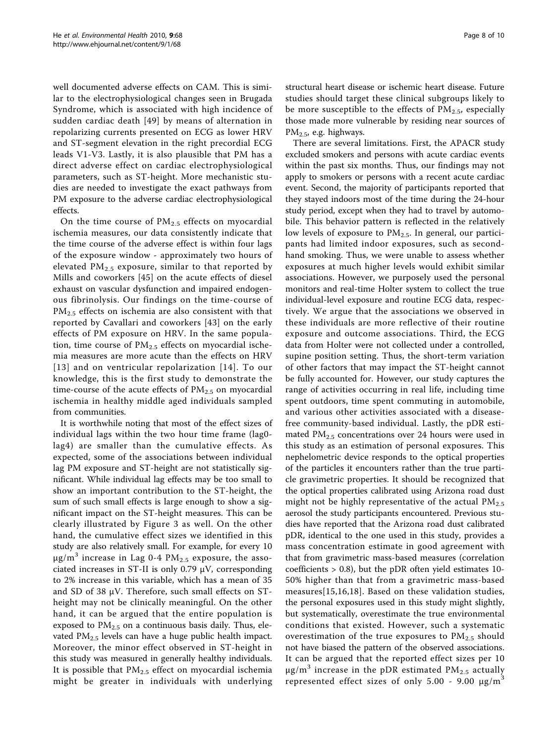well documented adverse effects on CAM. This is similar to the electrophysiological changes seen in Brugada Syndrome, which is associated with high incidence of sudden cardiac death [49] by means of alternation in repolarizing currents presented on ECG as lower HRV and ST-segment elevation in the right precordial ECG leads V1-V3. Lastly, it is also plausible that PM has a direct adverse effect on cardiac electrophysiological parameters, such as ST-height. More mechanistic studies are needed to investigate the exact pathways from PM exposure to the adverse cardiac electrophysiological effects.

On the time course of $PM_{2.5}$ effects on myocardial ischemia measures, our data consistently indicate that the time course of the adverse effect is within four lags of the exposure window - approximately two hours of elevated $PM_{2.5}$ exposure, similar to that reported by Mills and coworkers [45] on the acute effects of diesel exhaust on vascular dysfunction and impaired endogenous fibrinolysis. Our findings on the time-course of $PM_{2.5}$ effects on ischemia are also consistent with that reported by Cavallari and coworkers [43] on the early effects of PM exposure on HRV. In the same population, time course of $PM_{2.5}$ effects on myocardial ischemia measures are more acute than the effects on HRV [13] and on ventricular repolarization [14]. To our knowledge, this is the first study to demonstrate the time-course of the acute effects of $PM_{2.5}$ on myocardial ischemia in healthy middle aged individuals sampled from communities.

It is worthwhile noting that most of the effect sizes of individual lags within the two hour time frame (lag0-lag4) are smaller than the cumulative effects. As expected, some of the associations between individual lag PM exposure and ST-height are not statistically significant. While individual lag effects may be too small to show an important contribution to the ST-height, the sum of such small effects is large enough to show a significant impact on the ST-height measures. This can be clearly illustrated by Figure 3 as well. On the other hand, the cumulative effect sizes we identified in this study are also relatively small. For example, for every 10 $\mu g/m^3$ increase in Lag 0-4 $PM_{2.5}$ exposure, the associated increases in ST-II is only 0.79 μV, corresponding to 2% increase in this variable, which has a mean of 35 and SD of 38 μV. Therefore, such small effects on ST-height may not be clinically meaningful. On the other hand, it can be argued that the entire population is exposed to $PM_{2.5}$ on a continuous basis daily. Thus, elevated $PM_{2.5}$ levels can have a huge public health impact. Moreover, the minor effect observed in ST-height in this study was measured in generally healthy individuals. It is possible that $PM_{2.5}$ effect on myocardial ischemia might be greater in individuals with underlying structural heart disease or ischemic heart disease. Future studies should target these clinical subgroups likely to be more susceptible to the effects of $PM_{2.5}$, especially those made more vulnerable by residing near sources of $PM_{2.5}$, e.g. highways.

There are several limitations. First, the APACR study excluded smokers and persons with acute cardiac events within the past six months. Thus, our findings may not apply to smokers or persons with a recent acute cardiac event. Second, the majority of participants reported that they stayed indoors most of the time during the 24-hour study period, except when they had to travel by automobile. This behavior pattern is reflected in the relatively low levels of exposure to $PM_{2.5}$. In general, our participants had limited indoor exposures, such as secondhand smoking. Thus, we were unable to assess whether exposures at much higher levels would exhibit similar associations. However, we purposely used the personal monitors and real-time Holter system to collect the true individual-level exposure and routine ECG data, respectively. We argue that the associations we observed in these individuals are more reflective of their routine exposure and outcome associations. Third, the ECG data from Holter were not collected under a controlled, supine position setting. Thus, the short-term variation of other factors that may impact the ST-height cannot be fully accounted for. However, our study captures the range of activities occurring in real life, including time spent outdoors, time spent commuting in automobile, and various other activities associated with a disease-free community-based individual. Lastly, the pDR estimated $PM_{2.5}$ concentrations over 24 hours were used in this study as an estimation of personal exposures. This nephelometric device responds to the optical properties of the particles it encounters rather than the true particle gravimetric properties. It should be recognized that the optical properties calibrated using Arizona road dust might not be highly representative of the actual $PM_{2.5}$ aerosol the study participants encountered. Previous studies have reported that the Arizona road dust calibrated pDR, identical to the one used in this study, provides a mass concentration estimate in good agreement with that from gravimetric mass-based measures (correlation coefficients > 0.8), but the pDR often yield estimates 10-50% higher than that from a gravimetric mass-based measures[15,16,18]. Based on these validation studies, the personal exposures used in this study might slightly, but systematically, overestimate the true environmental conditions that existed. However, such a systematic overestimation of the true exposures to $PM_{2.5}$ should not have biased the pattern of the observed associations. It can be argued that the reported effect sizes per 10 $\mu g/m^3$ increase in the pDR estimated $PM_{2.5}$ actually represented effect sizes of only 5.00 - 9.00 $\mu g/m^3$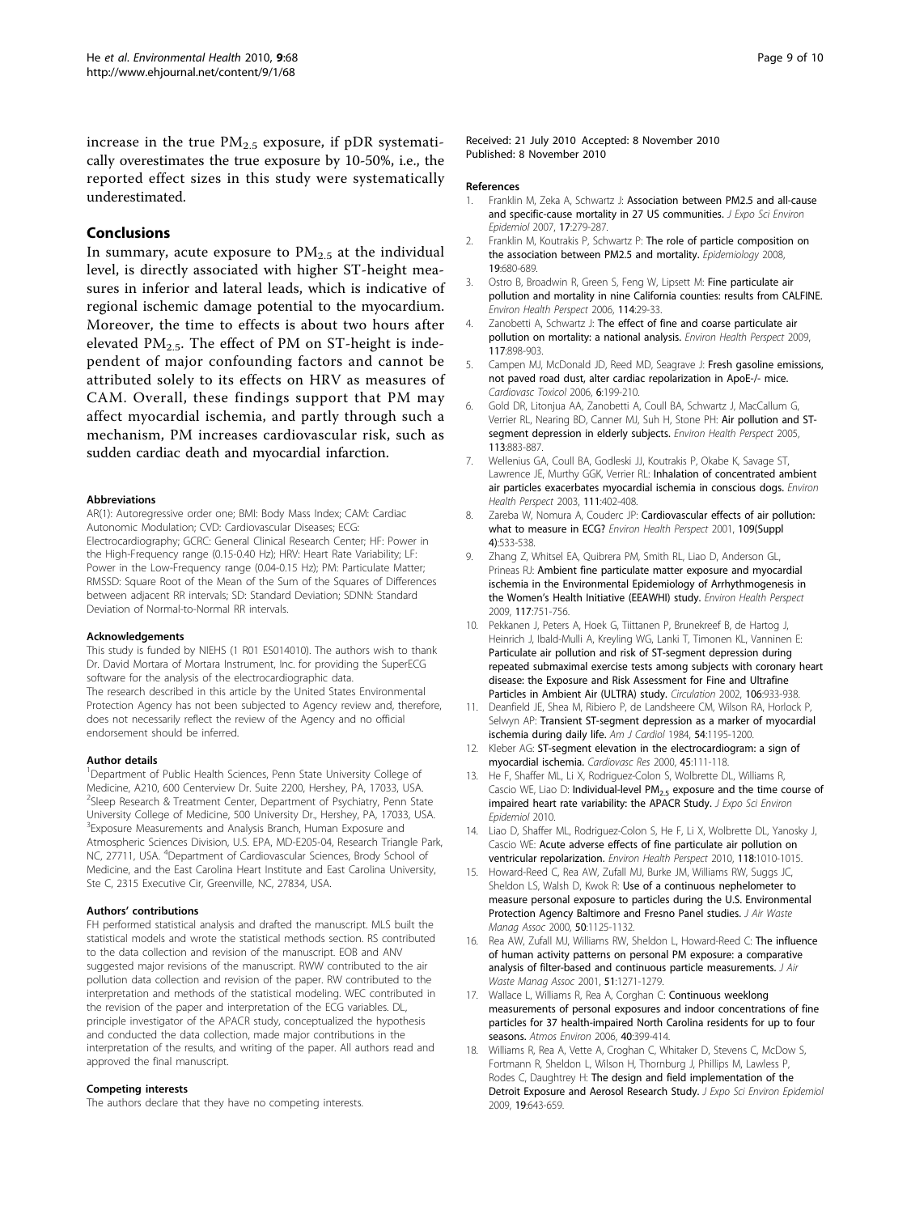increase in the true $PM_{2.5}$ exposure, if pDR systematically overestimates the true exposure by 10-50%, i.e., the reported effect sizes in this study were systematically underestimated.

## Conclusions

In summary, acute exposure to $PM_{2.5}$ at the individual level, is directly associated with higher ST-height measures in inferior and lateral leads, which is indicative of regional ischemic damage potential to the myocardium. Moreover, the time to effects is about two hours after elevated $PM_{2.5}$. The effect of PM on ST-height is independent of major confounding factors and cannot be attributed solely to its effects on HRV as measures of CAM. Overall, these findings support that PM may affect myocardial ischemia, and partly through such a mechanism, PM increases cardiovascular risk, such as sudden cardiac death and myocardial infarction.

#### Abbreviations

AR(1): Autoregressive order one; BMI: Body Mass Index; CAM: Cardiac Autonomic Modulation; CVD: Cardiovascular Diseases; ECG: Electrocardiography; GCRC: General Clinical Research Center; HF: Power in the High-Frequency range (0.15-0.40 Hz); HRV: Heart Rate Variability; LF: Power in the Low-Frequency range (0.04-0.15 Hz); PM: Particulate Matter; RMSSD: Square Root of the Mean of the Sum of the Squares of Differences between adjacent RR intervals; SD: Standard Deviation; SDNN: Standard Deviation of Normal-to-Normal RR intervals.

#### Acknowledgements

This study is funded by NIEHS (1 R01 ES014010). The authors wish to thank Dr. David Mortara of Mortara Instrument, Inc. for providing the SuperECG software for the analysis of the electrocardiographic data.
The research described in this article by the United States Environmental Protection Agency has not been subjected to Agency review and, therefore, does not necessarily reflect the review of the Agency and no official endorsement should be inferred.

#### Author details

[1]Department of Public Health Sciences, Penn State University College of Medicine, A210, 600 Centerview Dr. Suite 2200, Hershey, PA, 17033, USA. [2]Sleep Research & Treatment Center, Department of Psychiatry, Penn State University College of Medicine, 500 University Dr., Hershey, PA, 17033, USA. [3]Exposure Measurements and Analysis Branch, Human Exposure and Atmospheric Sciences Division, U.S. EPA, MD-E205-04, Research Triangle Park, NC, 27711, USA. [4]Department of Cardiovascular Sciences, Brody School of Medicine, and the East Carolina Heart Institute and East Carolina University, Ste C, 2315 Executive Cir, Greenville, NC, 27834, USA.

#### Authors' contributions

FH performed statistical analysis and drafted the manuscript. MLS built the statistical models and wrote the statistical methods section. RS contributed to the data collection and revision of the manuscript. EOB and ANV suggested major revisions of the manuscript. RWW contributed to the air pollution data collection and revision of the paper. RW contributed to the interpretation and methods of the statistical modeling. WEC contributed in the revision of the paper and interpretation of the ECG variables. DL, principle investigator of the APACR study, conceptualized the hypothesis and conducted the data collection, made major contributions in the interpretation of the results, and writing of the paper. All authors read and approved the final manuscript.

#### Competing interests

The authors declare that they have no competing interests.

Received: 21 July 2010 Accepted: 8 November 2010
Published: 8 November 2010

#### References

1. Franklin M, Zeka A, Schwartz J: **Association between PM2.5 and all-cause and specific-cause mortality in 27 US communities.** *J Expo Sci Environ Epidemiol* 2007, **17**:279-287.
2. Franklin M, Koutrakis P, Schwartz P: **The role of particle composition on the association between PM2.5 and mortality.** *Epidemiology* 2008, **19**:680-689.
3. Ostro B, Broadwin R, Green S, Feng W, Lipsett M: **Fine particulate air pollution and mortality in nine California counties: results from CALFINE.** *Environ Health Perspect* 2006, **114**:29-33.
4. Zanobetti A, Schwartz J: **The effect of fine and coarse particulate air pollution on mortality: a national analysis.** *Environ Health Perspect* 2009, **117**:898-903.
5. Campen MJ, McDonald JD, Reed MD, Seagrave J: **Fresh gasoline emissions, not paved road dust, alter cardiac repolarization in ApoE-/- mice.** *Cardiovasc Toxicol* 2006, **6**:199-210.
6. Gold DR, Litonjua AA, Zanobetti A, Coull BA, Schwartz J, MacCallum G, Verrier RL, Nearing BD, Canner MJ, Suh H, Stone PH: **Air pollution and ST-segment depression in elderly subjects.** *Environ Health Perspect* 2005, **113**:883-887.
7. Wellenius GA, Coull BA, Godleski JJ, Koutrakis P, Okabe K, Savage ST, Lawrence JE, Murthy GGK, Verrier RL: **Inhalation of concentrated ambient air particles exacerbates myocardial ischemia in conscious dogs.** *Environ Health Perspect* 2003, **111**:402-408.
8. Zareba W, Nomura A, Couderc JP: **Cardiovascular effects of air pollution: what to measure in ECG?** *Environ Health Perspect* 2001, **109(Suppl 4)**:533-538.
9. Zhang Z, Whitsel EA, Quibrera PM, Smith RL, Liao D, Anderson GL, Prineas RJ: **Ambient fine particulate matter exposure and myocardial ischemia in the Environmental Epidemiology of Arrhythmogenesis in the Women's Health Initiative (EEAWHI) study.** *Environ Health Perspect* 2009, **117**:751-756.
10. Pekkanen J, Peters A, Hoek G, Tiittanen P, Brunekreef B, de Hartog J, Heinrich J, Ibald-Mulli A, Kreyling WG, Lanki T, Timonen KL, Vanninen E: **Particulate air pollution and risk of ST-segment depression during repeated submaximal exercise tests among subjects with coronary heart disease: the Exposure and Risk Assessment for Fine and Ultrafine Particles in Ambient Air (ULTRA) study.** *Circulation* 2002, **106**:933-938.
11. Deanfield JE, Shea M, Ribiero P, de Landsheere CM, Wilson RA, Horlock P, Selwyn AP: **Transient ST-segment depression as a marker of myocardial ischemia during daily life.** *Am J Cardiol* 1984, **54**:1195-1200.
12. Kleber AG: **ST-segment elevation in the electrocardiogram: a sign of myocardial ischemia.** *Cardiovasc Res* 2000, **45**:111-118.
13. He F, Shaffer ML, Li X, Rodriguez-Colon S, Wolbrette DL, Williams R, Cascio WE, Liao D: **Individual-level $PM_{2.5}$ exposure and the time course of impaired heart rate variability: the APACR Study.** *J Expo Sci Environ Epidemiol* 2010.
14. Liao D, Shaffer ML, Rodriguez-Colon S, He F, Li X, Wolbrette DL, Yanosky J, Cascio WE: **Acute adverse effects of fine particulate air pollution on ventricular repolarization.** *Environ Health Perspect* 2010, **118**:1010-1015.
15. Howard-Reed C, Rea AW, Zufall MJ, Burke JM, Williams RW, Suggs JC, Sheldon LS, Walsh D, Kwok R: **Use of a continuous nephelometer to measure personal exposure to particles during the U.S. Environmental Protection Agency Baltimore and Fresno Panel studies.** *J Air Waste Manag Assoc* 2000, **50**:1125-1132.
16. Rea AW, Zufall MJ, Williams RW, Sheldon L, Howard-Reed C: **The influence of human activity patterns on personal PM exposure: a comparative analysis of filter-based and continuous particle measurements.** *J Air Waste Manag Assoc* 2001, **51**:1271-1279.
17. Wallace L, Williams R, Rea A, Corghan C: **Continuous weeklong measurements of personal exposures and indoor concentrations of fine particles for 37 health-impaired North Carolina residents for up to four seasons.** *Atmos Environ* 2006, **40**:399-414.
18. Williams R, Rea A, Vette A, Croghan C, Whitaker D, Stevens C, McDow S, Fortmann R, Sheldon L, Wilson H, Thornburg J, Phillips M, Lawless P, Rodes C, Daughtrey H: **The design and field implementation of the Detroit Exposure and Aerosol Research Study.** *J Expo Sci Environ Epidemiol* 2009, **19**:643-659.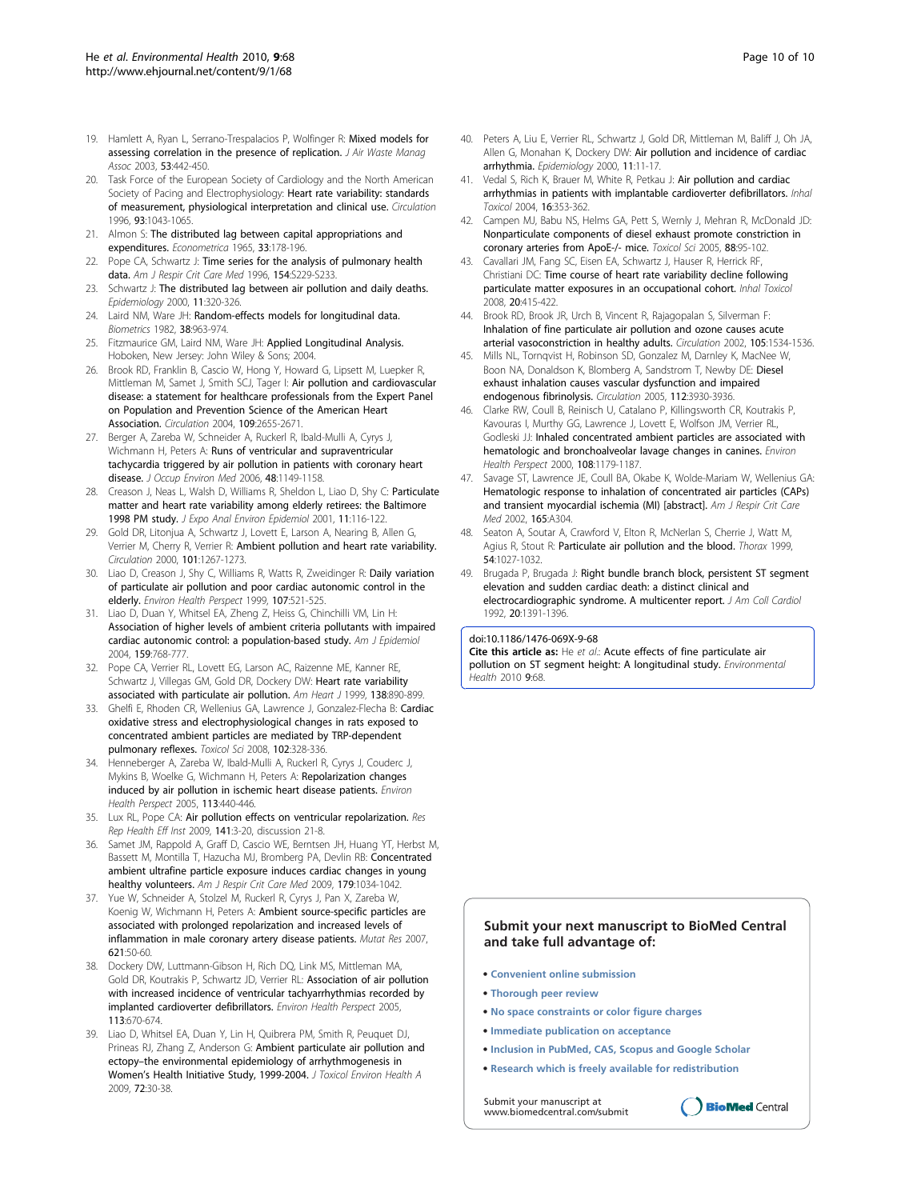19. Hamlett A, Ryan L, Serrano-Trespalacios P, Wolfinger R: **Mixed models for assessing correlation in the presence of replication.** *J Air Waste Manag Assoc* 2003, **53**:442-450.
20. Task Force of the European Society of Cardiology and the North American Society of Pacing and Electrophysiology: **Heart rate variability: standards of measurement, physiological interpretation and clinical use.** *Circulation* 1996, **93**:1043-1065.
21. Almon S: **The distributed lag between capital appropriations and expenditures.** *Econometrica* 1965, **33**:178-196.
22. Pope CA, Schwartz J: **Time series for the analysis of pulmonary health data.** *Am J Respir Crit Care Med* 1996, **154**:S229-S233.
23. Schwartz J: **The distributed lag between air pollution and daily deaths.** *Epidemiology* 2000, **11**:320-326.
24. Laird NM, Ware JH: **Random-effects models for longitudinal data.** *Biometrics* 1982, **38**:963-974.
25. Fitzmaurice GM, Laird NM, Ware JH: **Applied Longitudinal Analysis.** Hoboken, New Jersey: John Wiley & Sons; 2004.
26. Brook RD, Franklin B, Cascio W, Hong Y, Howard G, Lipsett M, Luepker R, Mittleman M, Samet J, Smith SCJ, Tager I: **Air pollution and cardiovascular disease: a statement for healthcare professionals from the Expert Panel on Population and Prevention Science of the American Heart Association.** *Circulation* 2004, **109**:2655-2671.
27. Berger A, Zareba W, Schneider A, Ruckerl R, Ibald-Mulli A, Cyrys J, Wichmann H, Peters A: **Runs of ventricular and supraventricular tachycardia triggered by air pollution in patients with coronary heart disease.** *J Occup Environ Med* 2006, **48**:1149-1158.
28. Creason J, Neas L, Walsh D, Williams R, Sheldon L, Liao D, Shy C: **Particulate matter and heart rate variability among elderly retirees: the Baltimore 1998 PM study.** *J Expo Anal Environ Epidemiol* 2001, **11**:116-122.
29. Gold DR, Litonjua A, Schwartz J, Lovett E, Larson A, Nearing B, Allen G, Verrier M, Cherry R, Verrier R: **Ambient pollution and heart rate variability.** *Circulation* 2000, **101**:1267-1273.
30. Liao D, Creason J, Shy C, Williams R, Watts R, Zweidinger R: **Daily variation of particulate air pollution and poor cardiac autonomic control in the elderly.** *Environ Health Perspect* 1999, **107**:521-525.
31. Liao D, Duan Y, Whitsel EA, Zheng Z, Heiss G, Chinchilli VM, Lin H: **Association of higher levels of ambient criteria pollutants with impaired cardiac autonomic control: a population-based study.** *Am J Epidemiol* 2004, **159**:768-777.
32. Pope CA, Verrier RL, Lovett EG, Larson AC, Raizenne ME, Kanner RE, Schwartz J, Villegas GM, Gold DR, Dockery DW: **Heart rate variability associated with particulate air pollution.** *Am Heart J* 1999, **138**:890-899.
33. Ghelfi E, Rhoden CR, Wellenius GA, Lawrence J, Gonzalez-Flecha B: **Cardiac oxidative stress and electrophysiological changes in rats exposed to concentrated ambient particles are mediated by TRP-dependent pulmonary reflexes.** *Toxicol Sci* 2008, **102**:328-336.
34. Henneberger A, Zareba W, Ibald-Mulli A, Ruckerl R, Cyrys J, Couderc J, Mykins B, Woelke G, Wichmann H, Peters A: **Repolarization changes induced by air pollution in ischemic heart disease patients.** *Environ Health Perspect* 2005, **113**:440-446.
35. Lux RL, Pope CA: **Air pollution effects on ventricular repolarization.** *Res Rep Health Eff Inst* 2009, **141**:3-20, discussion 21-8.
36. Samet JM, Rappold A, Graff D, Cascio WE, Berntsen JH, Huang YT, Herbst M, Bassett M, Montilla T, Hazucha MJ, Bromberg PA, Devlin RB: **Concentrated ambient ultrafine particle exposure induces cardiac changes in young healthy volunteers.** *Am J Respir Crit Care Med* 2009, **179**:1034-1042.
37. Yue W, Schneider A, Stolzel M, Ruckerl R, Cyrys J, Pan X, Zareba W, Koenig W, Wichmann H, Peters A: **Ambient source-specific particles are associated with prolonged repolarization and increased levels of inflammation in male coronary artery disease patients.** *Mutat Res* 2007, **621**:50-60.
38. Dockery DW, Luttmann-Gibson H, Rich DQ, Link MS, Mittleman MA, Gold DR, Koutrakis P, Schwartz JD, Verrier RL: **Association of air pollution with increased incidence of ventricular tachyarrhythmias recorded by implanted cardioverter defibrillators.** *Environ Health Perspect* 2005, **113**:670-674.
39. Liao D, Whitsel EA, Duan Y, Lin H, Quibrera PM, Smith R, Peuquet DJ, Prineas RJ, Zhang Z, Anderson G: **Ambient particulate air pollution and ectopy–the environmental epidemiology of arrhythmogenesis in Women's Health Initiative Study, 1999-2004.** *J Toxicol Environ Health A* 2009, **72**:30-38.
40. Peters A, Liu E, Verrier RL, Schwartz J, Gold DR, Mittleman M, Baliff J, Oh JA, Allen G, Monahan K, Dockery DW: **Air pollution and incidence of cardiac arrhythmia.** *Epidemiology* 2000, **11**:11-17.
41. Vedal S, Rich K, Brauer M, White R, Petkau J: **Air pollution and cardiac arrhythmias in patients with implantable cardioverter defibrillators.** *Inhal Toxicol* 2004, **16**:353-362.
42. Campen MJ, Babu NS, Helms GA, Pett S, Wernly J, Mehran R, McDonald JD: **Nonparticulate components of diesel exhaust promote constriction in coronary arteries from ApoE-/- mice.** *Toxicol Sci* 2005, **88**:95-102.
43. Cavallari JM, Fang SC, Eisen EA, Schwartz J, Hauser R, Herrick RF, Christiani DC: **Time course of heart rate variability decline following particulate matter exposures in an occupational cohort.** *Inhal Toxicol* 2008, **20**:415-422.
44. Brook RD, Brook JR, Urch B, Vincent R, Rajagopalan S, Silverman F: **Inhalation of fine particulate air pollution and ozone causes acute arterial vasoconstriction in healthy adults.** *Circulation* 2002, **105**:1534-1536.
45. Mills NL, Tornqvist H, Robinson SD, Gonzalez M, Darnley K, MacNee W, Boon NA, Donaldson K, Blomberg A, Sandstrom T, Newby DE: **Diesel exhaust inhalation causes vascular dysfunction and impaired endogenous fibrinolysis.** *Circulation* 2005, **112**:3930-3936.
46. Clarke RW, Coull B, Reinisch U, Catalano P, Killingsworth CR, Koutrakis P, Kavouras I, Murthy GG, Lawrence J, Lovett E, Wolfson JM, Verrier RL, Godleski JJ: **Inhaled concentrated ambient particles are associated with hematologic and bronchoalveolar lavage changes in canines.** *Environ Health Perspect* 2000, **108**:1179-1187.
47. Savage ST, Lawrence JE, Coull BA, Okabe K, Wolde-Mariam W, Wellenius GA: **Hematologic response to inhalation of concentrated air particles (CAPs) and transient myocardial ischemia (MI) [abstract].** *Am J Respir Crit Care Med* 2002, **165**:A304.
48. Seaton A, Soutar A, Crawford V, Elton R, McNerlan S, Cherrie J, Watt M, Agius R, Stout R: **Particulate air pollution and the blood.** *Thorax* 1999, **54**:1027-1032.
49. Brugada P, Brugada J: **Right bundle branch block, persistent ST segment elevation and sudden cardiac death: a distinct clinical and electrocardiographic syndrome. A multicenter report.** *J Am Coll Cardiol* 1992, **20**:1391-1396.

doi:10.1186/1476-069X-9-68
**Cite this article as:** He *et al.*: Acute effects of fine particulate air pollution on ST segment height: A longitudinal study. *Environmental Health* 2010 **9**:68.

**Submit your next manuscript to BioMed Central and take full advantage of:**

- Convenient online submission
- Thorough peer review
- No space constraints or color figure charges
- Immediate publication on acceptance
- Inclusion in PubMed, CAS, Scopus and Google Scholar
- Research which is freely available for redistribution

Submit your manuscript at
www.biomedcentral.com/submit

BioMed Central